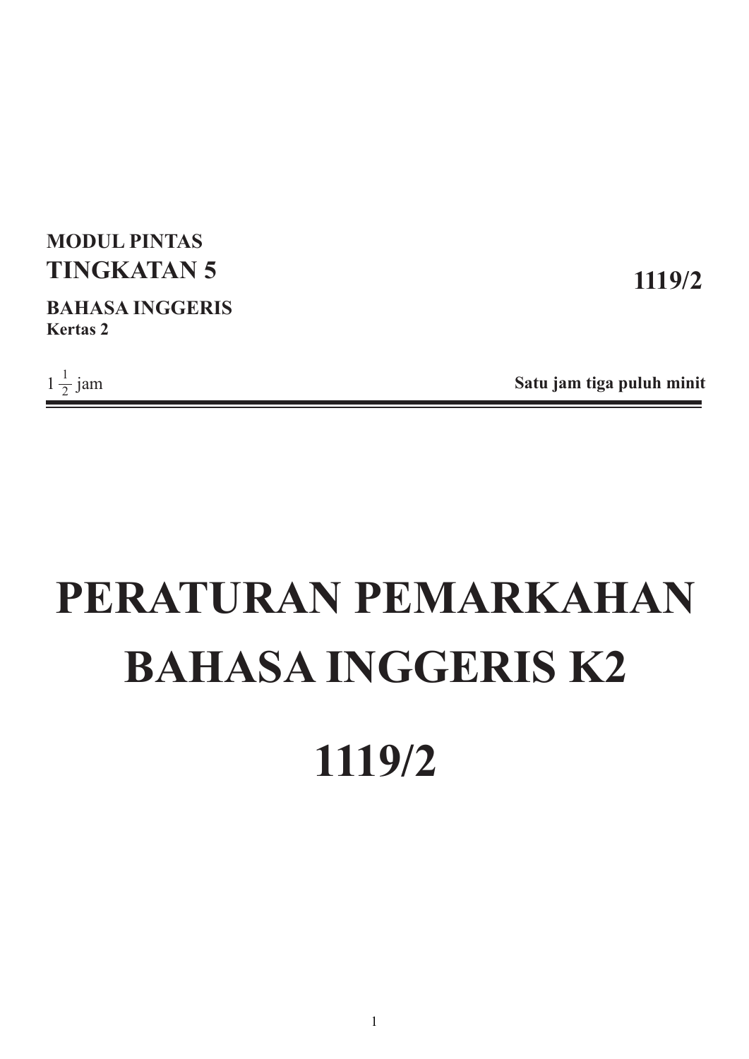**MODUL PINTAS**
**TINGKATAN 5** **1119/2**

**BAHASA INGGERIS**
**Kertas 2**

$1\frac{1}{2}$ jam **Satu jam tiga puluh minit**

---

# PERATURAN PEMARKAHAN BAHASA INGGERIS K2

# 1119/2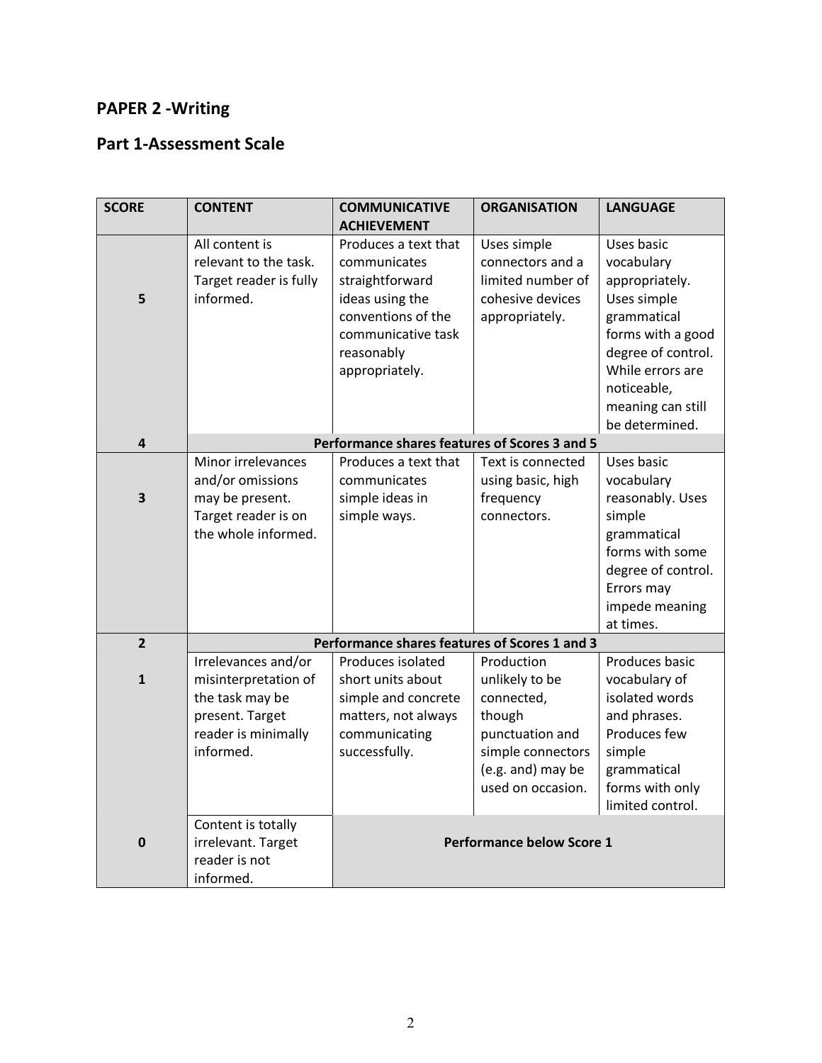## PAPER 2 -Writing

## Part 1-Assessment Scale

| SCORE | CONTENT | COMMUNICATIVE ACHIEVEMENT | ORGANISATION | LANGUAGE |
|---|---|---|---|---|
| 5 | All content is relevant to the task. Target reader is fully informed. | Produces a text that communicates straightforward ideas using the conventions of the communicative task reasonably appropriately. | Uses simple connectors and a limited number of cohesive devices appropriately. | Uses basic vocabulary appropriately. Uses simple grammatical forms with a good degree of control. While errors are noticeable, meaning can still be determined. |
| 4 | **Performance shares features of Scores 3 and 5** | | | |
| 3 | Minor irrelevances and/or omissions may be present. Target reader is on the whole informed. | Produces a text that communicates simple ideas in simple ways. | Text is connected using basic, high frequency connectors. | Uses basic vocabulary reasonably. Uses simple grammatical forms with some degree of control. Errors may impede meaning at times. |
| 2 | **Performance shares features of Scores 1 and 3** | | | |
| 1 | Irrelevances and/or misinterpretation of the task may be present. Target reader is minimally informed. | Produces isolated short units about simple and concrete matters, not always communicating successfully. | Production unlikely to be connected, though punctuation and simple connectors (e.g. and) may be used on occasion. | Produces basic vocabulary of isolated words and phrases. Produces few simple grammatical forms with only limited control. |
| 0 | Content is totally irrelevant. Target reader is not informed. | **Performance below Score 1** | | |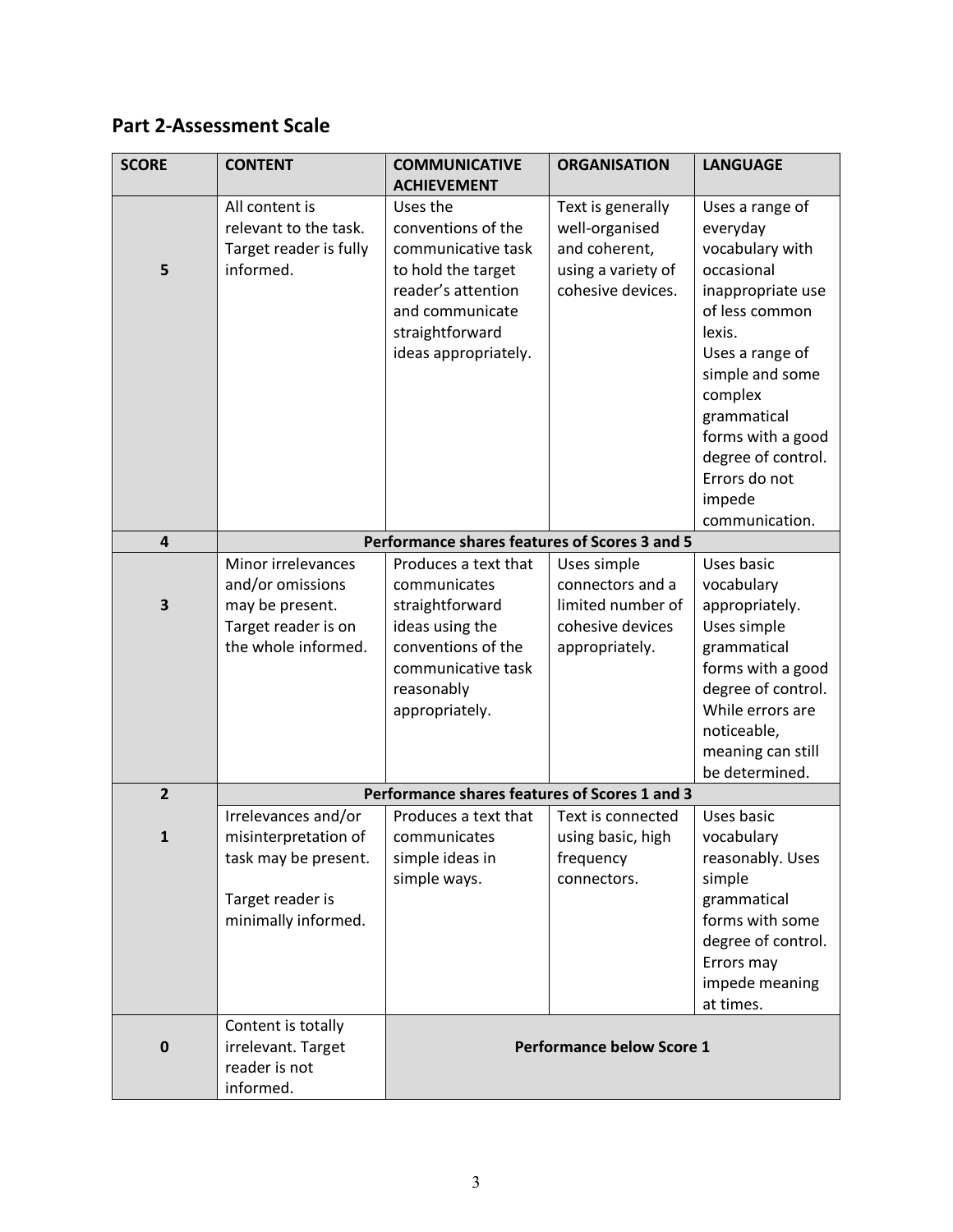## Part 2-Assessment Scale

| SCORE | CONTENT | COMMUNICATIVE ACHIEVEMENT | ORGANISATION | LANGUAGE |
|---|---|---|---|---|
| 5 | All content is relevant to the task. Target reader is fully informed. | Uses the conventions of the communicative task to hold the target reader's attention and communicate straightforward ideas appropriately. | Text is generally well-organised and coherent, using a variety of cohesive devices. | Uses a range of everyday vocabulary with occasional inappropriate use of less common lexis. Uses a range of simple and some complex grammatical forms with a good degree of control. Errors do not impede communication. |
| 4 | **Performance shares features of Scores 3 and 5** | | | |
| 3 | Minor irrelevances and/or omissions may be present. Target reader is on the whole informed. | Produces a text that communicates straightforward ideas using the conventions of the communicative task reasonably appropriately. | Uses simple connectors and a limited number of cohesive devices appropriately. | Uses basic vocabulary appropriately. Uses simple grammatical forms with a good degree of control. While errors are noticeable, meaning can still be determined. |
| 2 | **Performance shares features of Scores 1 and 3** | | | |
| 1 | Irrelevances and/or misinterpretation of task may be present. Target reader is minimally informed. | Produces a text that communicates simple ideas in simple ways. | Text is connected using basic, high frequency connectors. | Uses basic vocabulary reasonably. Uses simple grammatical forms with some degree of control. Errors may impede meaning at times. |
| 0 | Content is totally irrelevant. Target reader is not informed. | **Performance below Score 1** | | |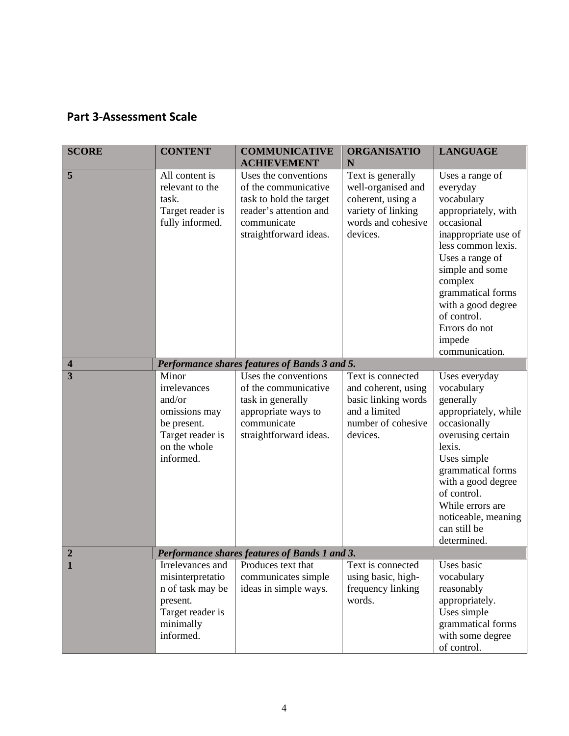## Part 3-Assessment Scale

| SCORE | CONTENT | COMMUNICATIVE ACHIEVEMENT | ORGANISATION | LANGUAGE |
|---|---|---|---|---|
| 5 | All content is relevant to the task.<br>Target reader is fully informed. | Uses the conventions of the communicative task to hold the target reader's attention and communicate straightforward ideas. | Text is generally well-organised and coherent, using a variety of linking words and cohesive devices. | Uses a range of everyday vocabulary appropriately, with occasional inappropriate use of less common lexis.<br>Uses a range of simple and some complex grammatical forms with a good degree of control.<br>Errors do not impede communication. |
| 4 | ***Performance shares features of Bands 3 and 5.*** | | | |
| 3 | Minor irrelevances and/or omissions may be present.<br>Target reader is on the whole informed. | Uses the conventions of the communicative task in generally appropriate ways to communicate straightforward ideas. | Text is connected and coherent, using basic linking words and a limited number of cohesive devices. | Uses everyday vocabulary generally appropriately, while occasionally overusing certain lexis.<br>Uses simple grammatical forms with a good degree of control.<br>While errors are noticeable, meaning can still be determined. |
| 2 | ***Performance shares features of Bands 1 and 3.*** | | | |
| 1 | Irrelevances and misinterpretation of task may be present.<br>Target reader is minimally informed. | Produces text that communicates simple ideas in simple ways. | Text is connected using basic, high-frequency linking words. | Uses basic vocabulary reasonably appropriately.<br>Uses simple grammatical forms with some degree of control. |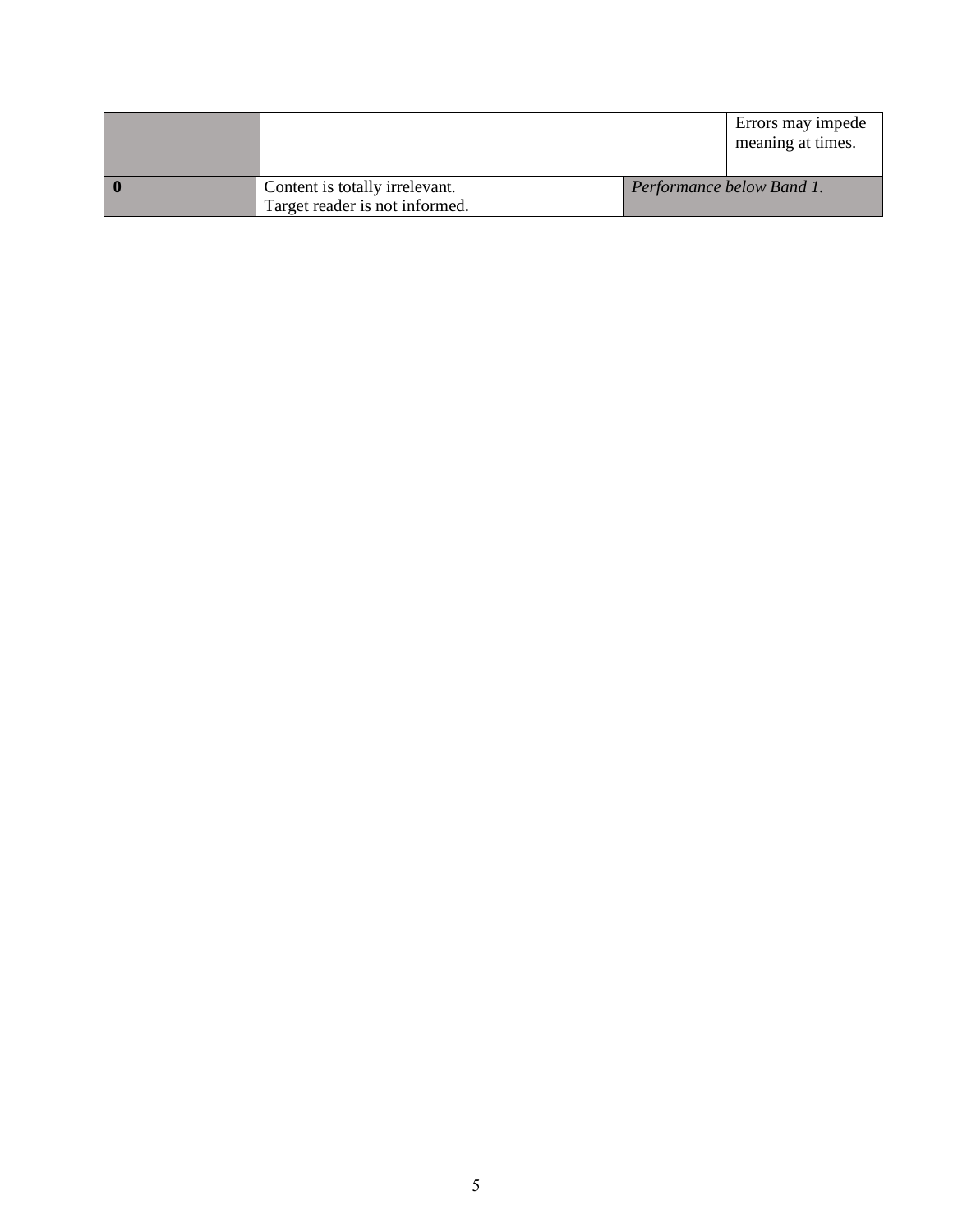| | | | | |
|---|---|---|---|---|
| | | | | Errors may impede meaning at times. |
| **0** | Content is totally irrelevant. Target reader is not informed. | | *Performance below Band 1.* | |